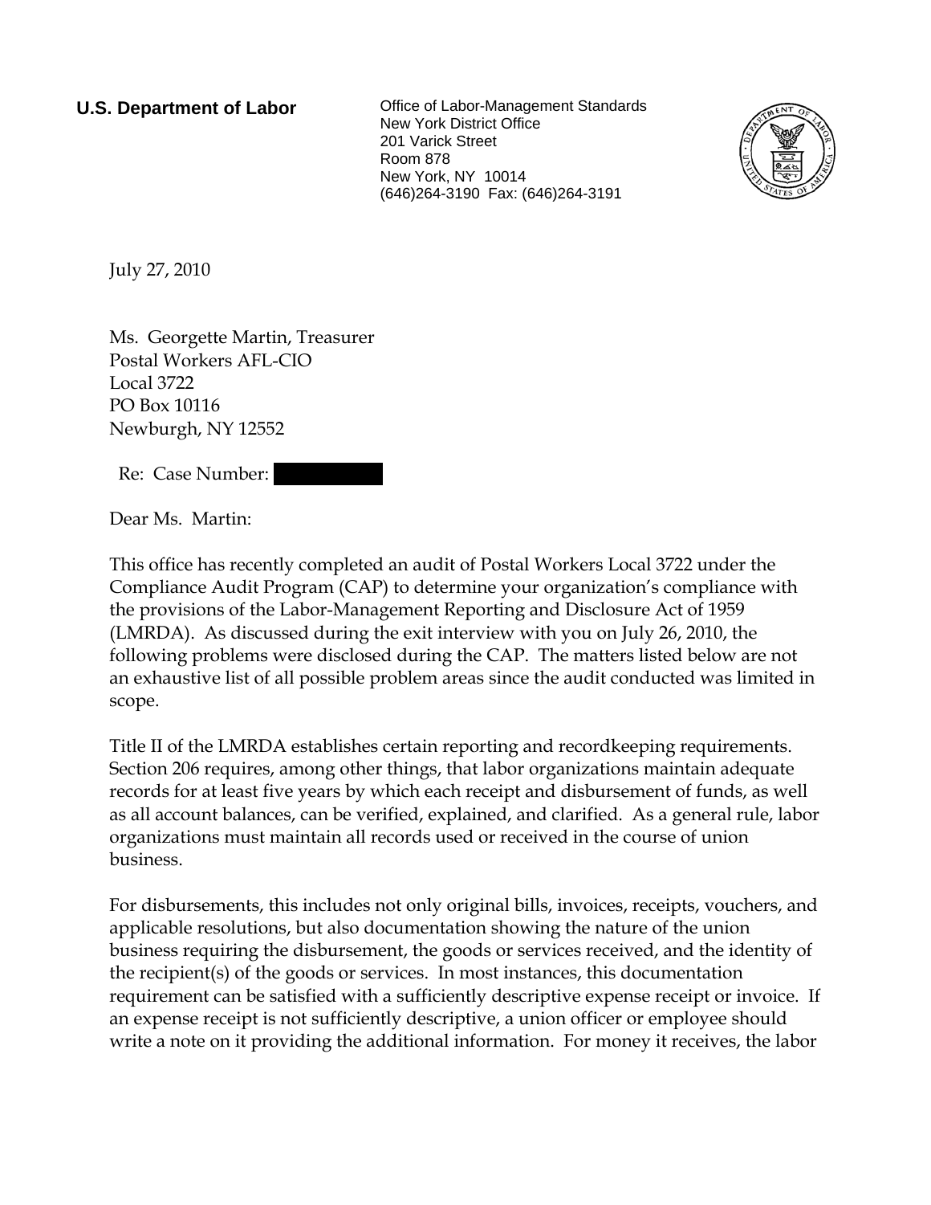**U.S. Department of Labor**

Office of Labor-Management Standards
New York District Office
201 Varick Street
Room 878
New York, NY 10014
(646)264-3190 Fax: (646)264-3191

July 27, 2010

Ms. Georgette Martin, Treasurer
Postal Workers AFL-CIO
Local 3722
PO Box 10116
Newburgh, NY 12552

Re: Case Number: [REDACTED]

Dear Ms. Martin:

This office has recently completed an audit of Postal Workers Local 3722 under the Compliance Audit Program (CAP) to determine your organization's compliance with the provisions of the Labor-Management Reporting and Disclosure Act of 1959 (LMRDA). As discussed during the exit interview with you on July 26, 2010, the following problems were disclosed during the CAP. The matters listed below are not an exhaustive list of all possible problem areas since the audit conducted was limited in scope.

Title II of the LMRDA establishes certain reporting and recordkeeping requirements. Section 206 requires, among other things, that labor organizations maintain adequate records for at least five years by which each receipt and disbursement of funds, as well as all account balances, can be verified, explained, and clarified. As a general rule, labor organizations must maintain all records used or received in the course of union business.

For disbursements, this includes not only original bills, invoices, receipts, vouchers, and applicable resolutions, but also documentation showing the nature of the union business requiring the disbursement, the goods or services received, and the identity of the recipient(s) of the goods or services. In most instances, this documentation requirement can be satisfied with a sufficiently descriptive expense receipt or invoice. If an expense receipt is not sufficiently descriptive, a union officer or employee should write a note on it providing the additional information. For money it receives, the labor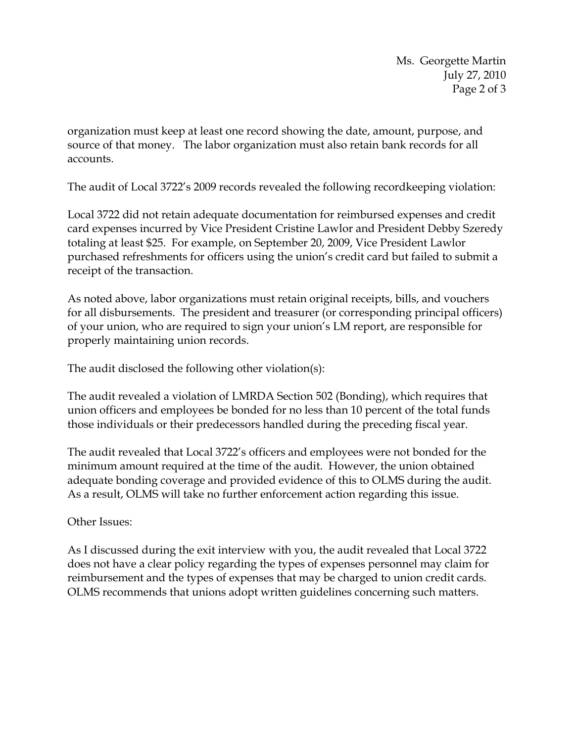organization must keep at least one record showing the date, amount, purpose, and source of that money. The labor organization must also retain bank records for all accounts.

The audit of Local 3722's 2009 records revealed the following recordkeeping violation:

Local 3722 did not retain adequate documentation for reimbursed expenses and credit card expenses incurred by Vice President Cristine Lawlor and President Debby Szeredy totaling at least $25. For example, on September 20, 2009, Vice President Lawlor purchased refreshments for officers using the union's credit card but failed to submit a receipt of the transaction.

As noted above, labor organizations must retain original receipts, bills, and vouchers for all disbursements. The president and treasurer (or corresponding principal officers) of your union, who are required to sign your union's LM report, are responsible for properly maintaining union records.

The audit disclosed the following other violation(s):

The audit revealed a violation of LMRDA Section 502 (Bonding), which requires that union officers and employees be bonded for no less than 10 percent of the total funds those individuals or their predecessors handled during the preceding fiscal year.

The audit revealed that Local 3722's officers and employees were not bonded for the minimum amount required at the time of the audit. However, the union obtained adequate bonding coverage and provided evidence of this to OLMS during the audit. As a result, OLMS will take no further enforcement action regarding this issue.

Other Issues:

As I discussed during the exit interview with you, the audit revealed that Local 3722 does not have a clear policy regarding the types of expenses personnel may claim for reimbursement and the types of expenses that may be charged to union credit cards. OLMS recommends that unions adopt written guidelines concerning such matters.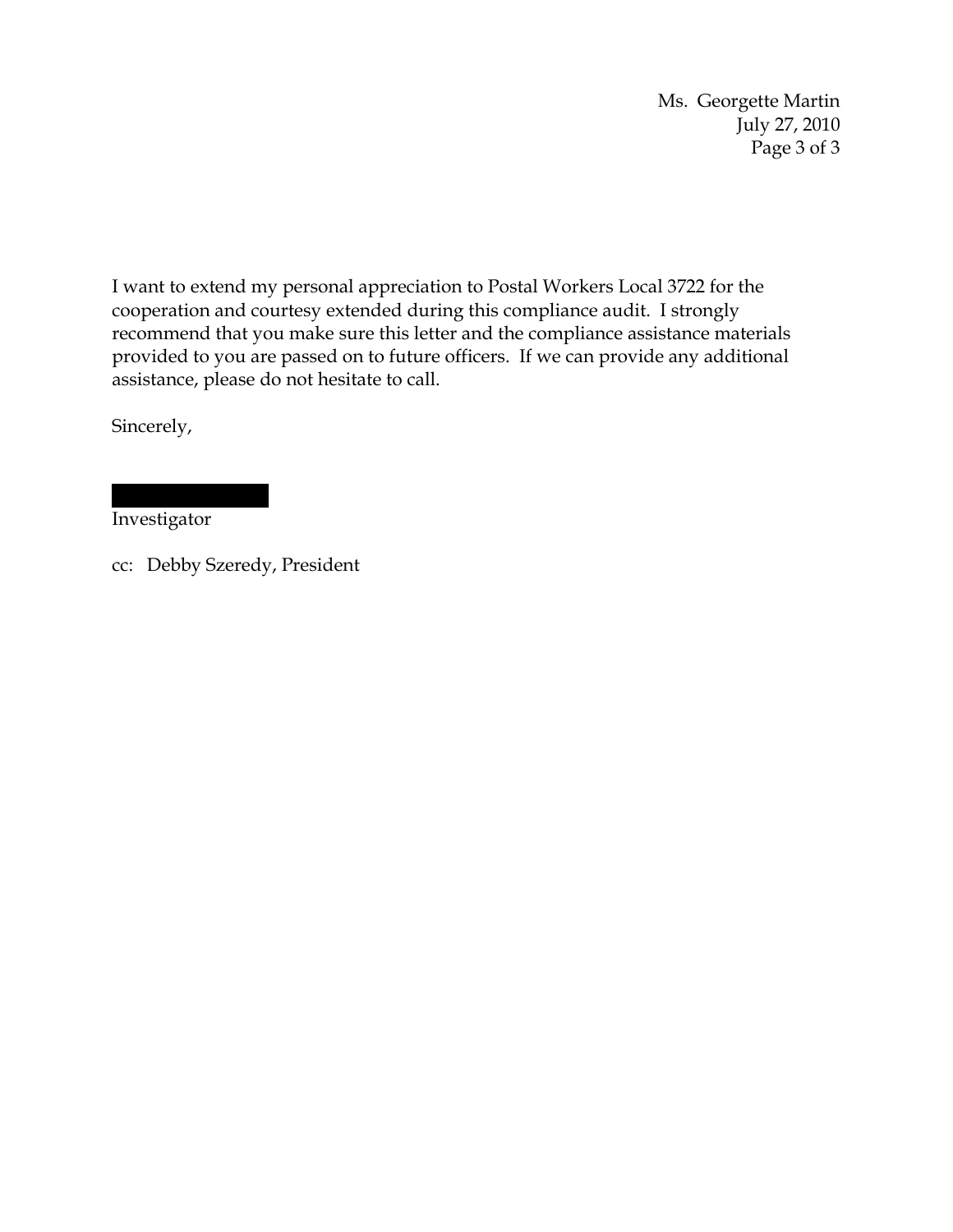I want to extend my personal appreciation to Postal Workers Local 3722 for the cooperation and courtesy extended during this compliance audit. I strongly recommend that you make sure this letter and the compliance assistance materials provided to you are passed on to future officers. If we can provide any additional assistance, please do not hesitate to call.

Sincerely,

Investigator

cc: Debby Szeredy, President